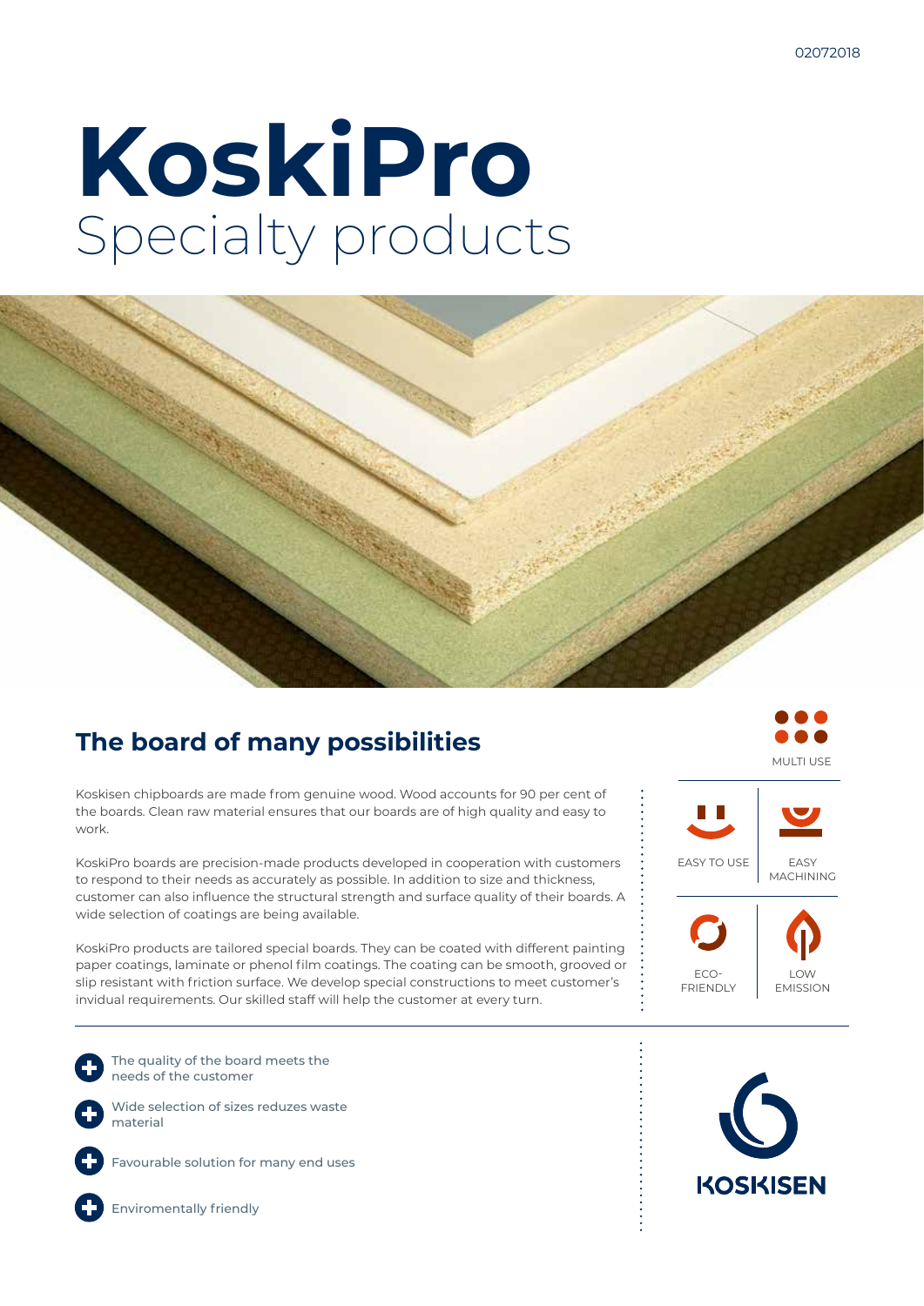# KoskiPro
## Specialty products

## The board of many possibilities

Koskisen chipboards are made from genuine wood. Wood accounts for 90 per cent of the boards. Clean raw material ensures that our boards are of high quality and easy to work.

KoskiPro boards are precision-made products developed in cooperation with customers to respond to their needs as accurately as possible. In addition to size and thickness, customer can also influence the structural strength and surface quality of their boards. A wide selection of coatings are being available.

KoskiPro products are tailored special boards. They can be coated with different painting paper coatings, laminate or phenol film coatings. The coating can be smooth, grooved or slip resistant with friction surface. We develop special constructions to meet customer's invidual requirements. Our skilled staff will help the customer at every turn.

MULTI USE

EASY TO USE

EASY MACHINING

ECO-FRIENDLY

LOW EMISSION

- The quality of the board meets the needs of the customer
- Wide selection of sizes reduzes waste material
- Favourable solution for many end uses
- Enviromentally friendly

KOSKISEN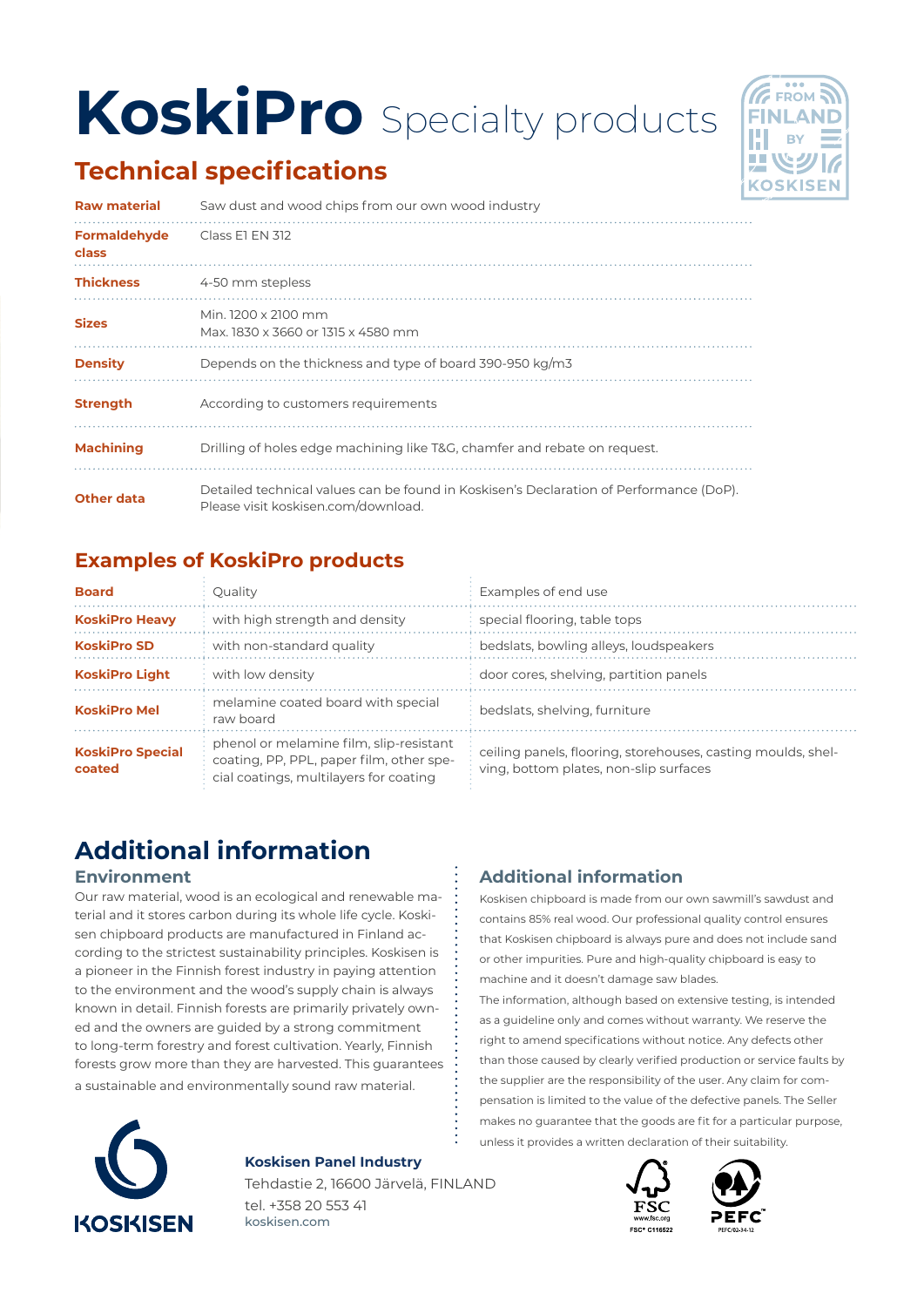# KoskiPro Specialty products

## Technical specifications

| | |
|---|---|
| **Raw material** | Saw dust and wood chips from our own wood industry |
| **Formaldehyde class** | Class E1 EN 312 |
| **Thickness** | 4-50 mm stepless |
| **Sizes** | Min. 1200 x 2100 mm<br>Max. 1830 x 3660 or 1315 x 4580 mm |
| **Density** | Depends on the thickness and type of board 390-950 kg/m3 |
| **Strength** | According to customers requirements |
| **Machining** | Drilling of holes edge machining like T&G, chamfer and rebate on request. |
| **Other data** | Detailed technical values can be found in Koskisen's Declaration of Performance (DoP). Please visit koskisen.com/download. |

## Examples of KoskiPro products

| Board | Quality | Examples of end use |
|---|---|---|
| **KoskiPro Heavy** | with high strength and density | special flooring, table tops |
| **KoskiPro SD** | with non-standard quality | bedslats, bowling alleys, loudspeakers |
| **KoskiPro Light** | with low density | door cores, shelving, partition panels |
| **KoskiPro Mel** | melamine coated board with special raw board | bedslats, shelving, furniture |
| **KoskiPro Special coated** | phenol or melamine film, slip-resistant coating, PP, PPL, paper film, other special coatings, multilayers for coating | ceiling panels, flooring, storehouses, casting moulds, shelving, bottom plates, non-slip surfaces |

# Additional information

### Environment

Our raw material, wood is an ecological and renewable material and it stores carbon during its whole life cycle. Koskisen chipboard products are manufactured in Finland according to the strictest sustainability principles. Koskisen is a pioneer in the Finnish forest industry in paying attention to the environment and the wood's supply chain is always known in detail. Finnish forests are primarily privately owned and the owners are guided by a strong commitment to long-term forestry and forest cultivation. Yearly, Finnish forests grow more than they are harvested. This guarantees a sustainable and environmentally sound raw material.

### Additional information

Koskisen chipboard is made from our own sawmill's sawdust and contains 85% real wood. Our professional quality control ensures that Koskisen chipboard is always pure and does not include sand or other impurities. Pure and high-quality chipboard is easy to machine and it doesn't damage saw blades.

The information, although based on extensive testing, is intended as a guideline only and comes without warranty. We reserve the right to amend specifications without notice. Any defects other than those caused by clearly verified production or service faults by the supplier are the responsibility of the user. Any claim for compensation is limited to the value of the defective panels. The Seller makes no guarantee that the goods are fit for a particular purpose, unless it provides a written declaration of their suitability.

**Koskisen Panel Industry**
Tehdastie 2, 16600 Järvelä, FINLAND
tel. +358 20 553 41
koskisen.com

FSC® C116522
PEFC/02-34-12